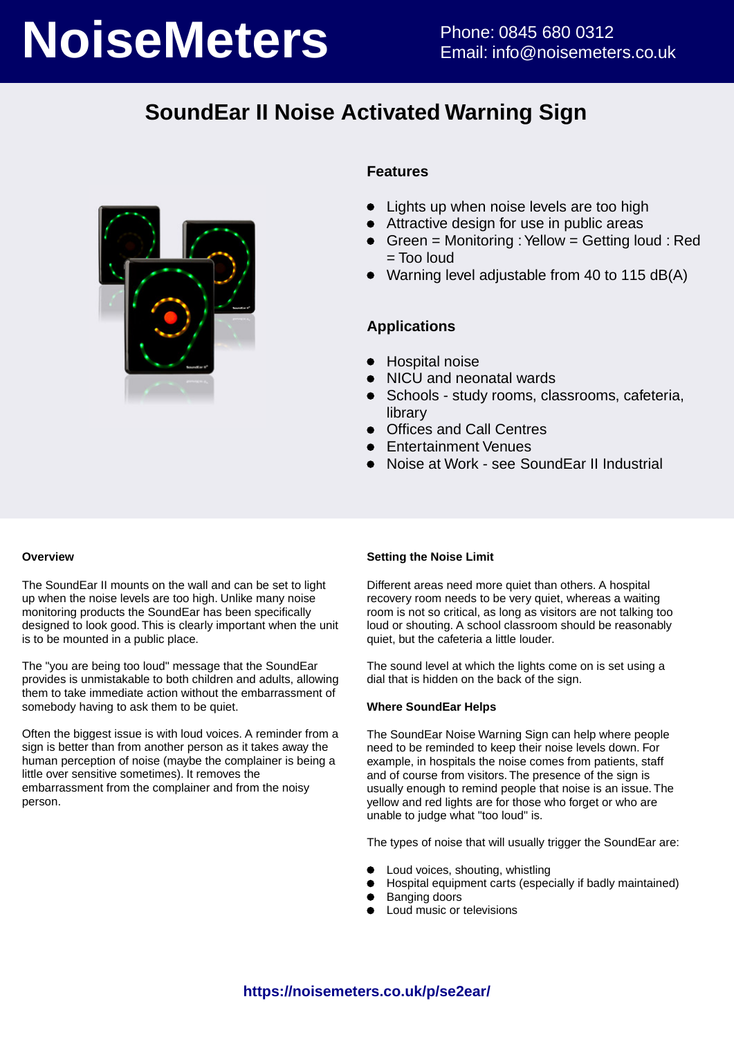# NoiseMeters

Phone: 0845 680 0312
Email: info@noisemeters.co.uk

## SoundEar II Noise Activated Warning Sign

### Features

- Lights up when noise levels are too high
- Attractive design for use in public areas
- Green = Monitoring : Yellow = Getting loud : Red = Too loud
- Warning level adjustable from 40 to 115 dB(A)

### Applications

- Hospital noise
- NICU and neonatal wards
- Schools - study rooms, classrooms, cafeteria, library
- Offices and Call Centres
- Entertainment Venues
- Noise at Work - see SoundEar II Industrial

#### Overview

The SoundEar II mounts on the wall and can be set to light up when the noise levels are too high. Unlike many noise monitoring products the SoundEar has been specifically designed to look good. This is clearly important when the unit is to be mounted in a public place.

The "you are being too loud" message that the SoundEar provides is unmistakable to both children and adults, allowing them to take immediate action without the embarrassment of somebody having to ask them to be quiet.

Often the biggest issue is with loud voices. A reminder from a sign is better than from another person as it takes away the human perception of noise (maybe the complainer is being a little over sensitive sometimes). It removes the embarrassment from the complainer and from the noisy person.

#### Setting the Noise Limit

Different areas need more quiet than others. A hospital recovery room needs to be very quiet, whereas a waiting room is not so critical, as long as visitors are not talking too loud or shouting. A school classroom should be reasonably quiet, but the cafeteria a little louder.

The sound level at which the lights come on is set using a dial that is hidden on the back of the sign.

#### Where SoundEar Helps

The SoundEar Noise Warning Sign can help where people need to be reminded to keep their noise levels down. For example, in hospitals the noise comes from patients, staff and of course from visitors. The presence of the sign is usually enough to remind people that noise is an issue. The yellow and red lights are for those who forget or who are unable to judge what "too loud" is.

The types of noise that will usually trigger the SoundEar are:

- Loud voices, shouting, whistling
- Hospital equipment carts (especially if badly maintained)
- Banging doors
- Loud music or televisions

**https://noisemeters.co.uk/p/se2ear/**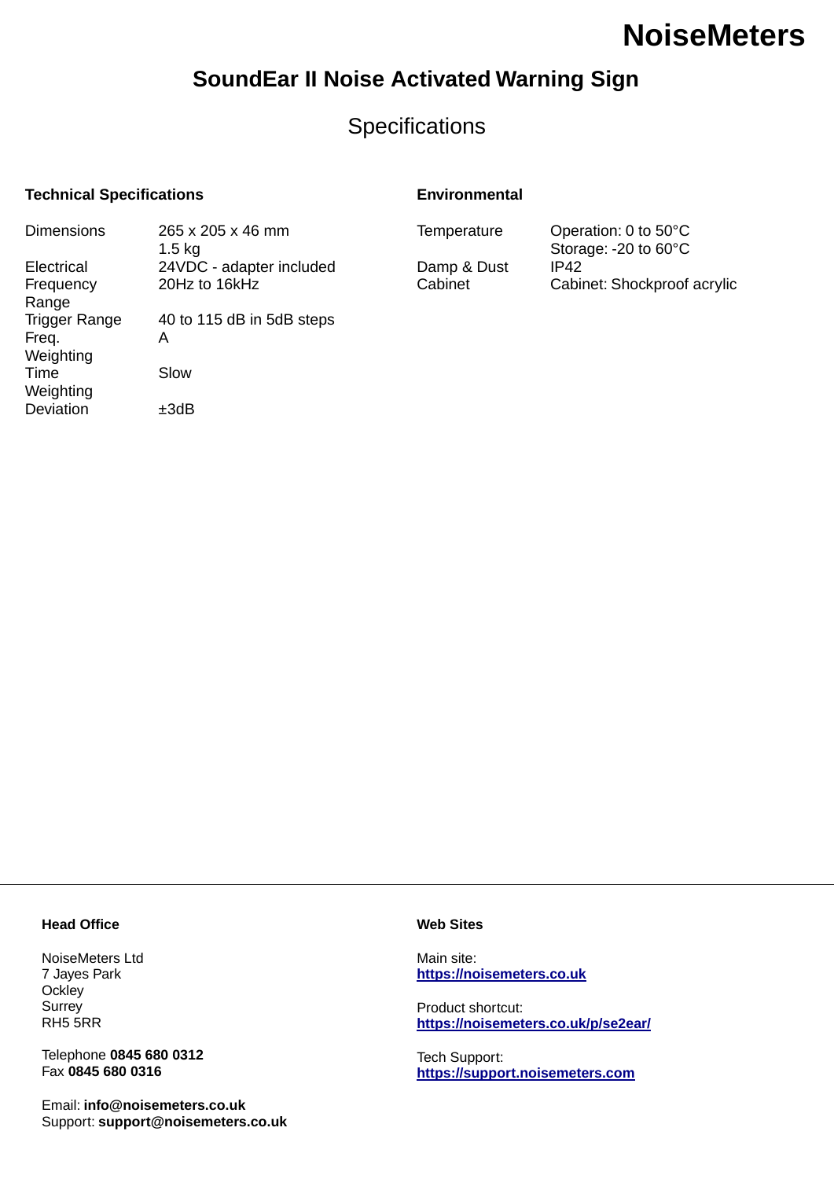# NoiseMeters

## SoundEar II Noise Activated Warning Sign

Specifications

### Technical Specifications

| | |
|---|---|
| Dimensions | 265 x 205 x 46 mm<br>1.5 kg |
| Electrical | 24VDC - adapter included |
| Frequency Range | 20Hz to 16kHz |
| Trigger Range | 40 to 115 dB in 5dB steps |
| Freq. Weighting | A |
| Time Weighting | Slow |
| Deviation | ±3dB |

### Environmental

| | |
|---|---|
| Temperature | Operation: 0 to 50°C<br>Storage: -20 to 60°C |
| Damp & Dust | IP42 |
| Cabinet | Cabinet: Shockproof acrylic |

**Head Office**

NoiseMeters Ltd
7 Jayes Park
Ockley
Surrey
RH5 5RR

Telephone **0845 680 0312**
Fax **0845 680 0316**

Email: **info@noisemeters.co.uk**
Support: **support@noisemeters.co.uk**

**Web Sites**

Main site:
**https://noisemeters.co.uk**

Product shortcut:
**https://noisemeters.co.uk/p/se2ear/**

Tech Support:
**https://support.noisemeters.com**